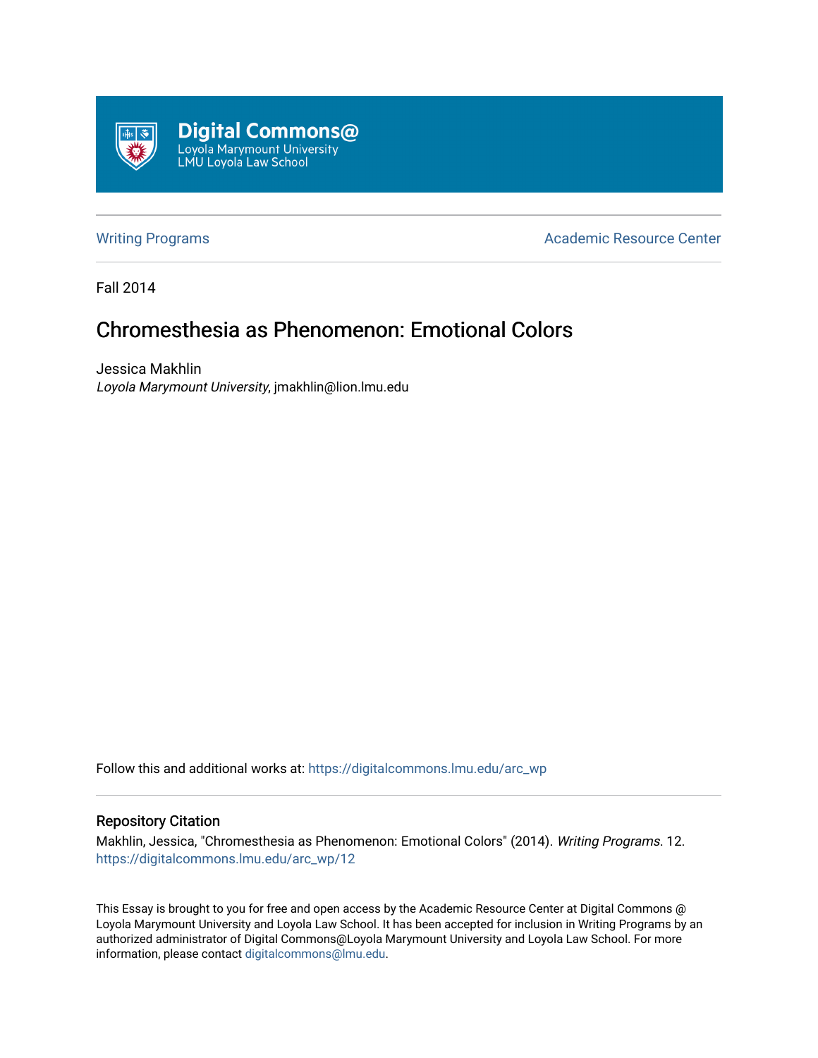Digital Commons@
Loyola Marymount University
LMU Loyola Law School

Writing Programs | Academic Resource Center

Fall 2014

# Chromesthesia as Phenomenon: Emotional Colors

Jessica Makhlin
*Loyola Marymount University*, jmakhlin@lion.lmu.edu

Follow this and additional works at: https://digitalcommons.lmu.edu/arc_wp

## Repository Citation

Makhlin, Jessica, "Chromesthesia as Phenomenon: Emotional Colors" (2014). *Writing Programs*. 12.
https://digitalcommons.lmu.edu/arc_wp/12

This Essay is brought to you for free and open access by the Academic Resource Center at Digital Commons @ Loyola Marymount University and Loyola Law School. It has been accepted for inclusion in Writing Programs by an authorized administrator of Digital Commons@Loyola Marymount University and Loyola Law School. For more information, please contact digitalcommons@lmu.edu.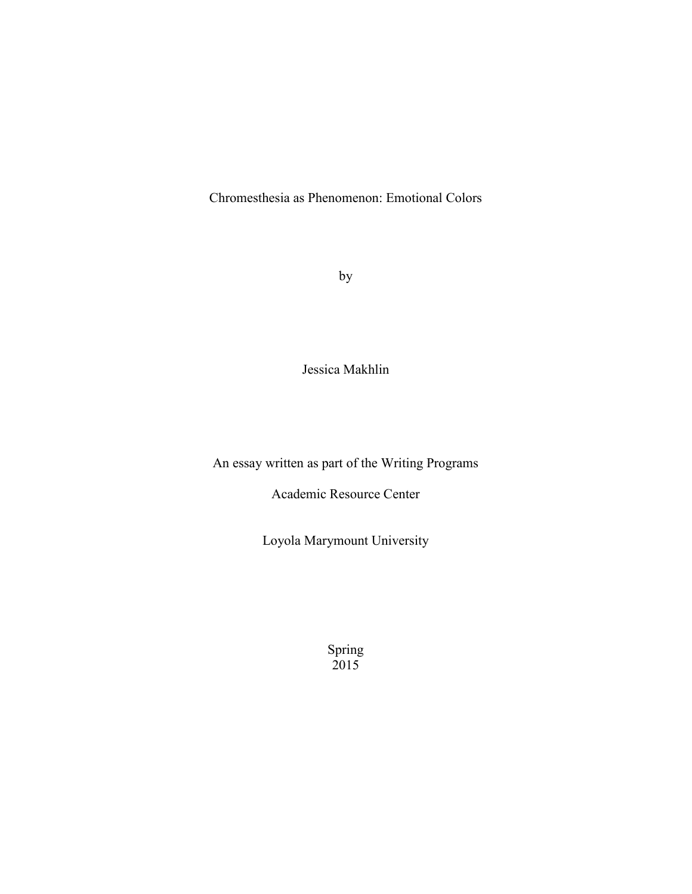# Chromesthesia as Phenomenon: Emotional Colors

by

Jessica Makhlin

An essay written as part of the Writing Programs

Academic Resource Center

Loyola Marymount University

Spring
2015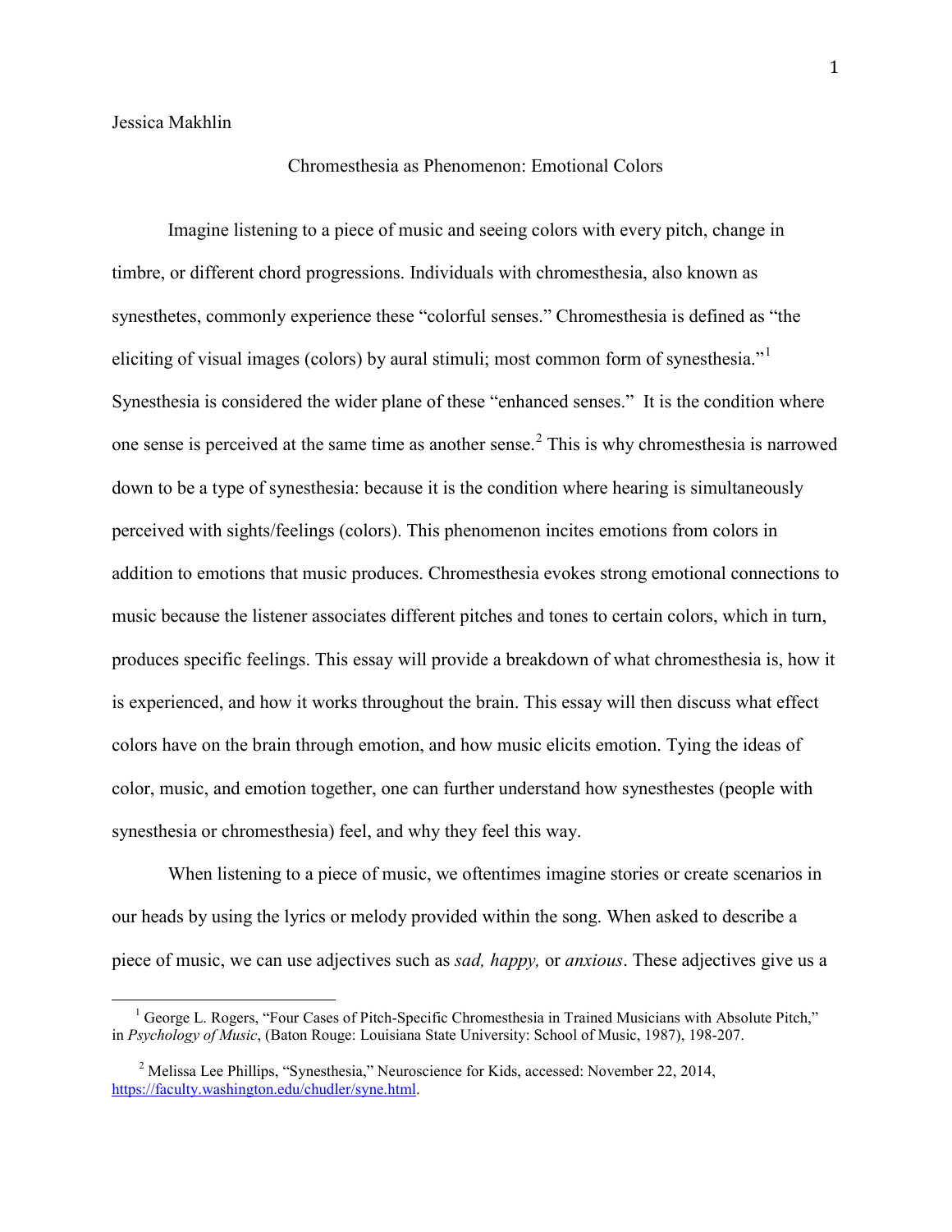Jessica Makhlin

Chromesthesia as Phenomenon: Emotional Colors

Imagine listening to a piece of music and seeing colors with every pitch, change in timbre, or different chord progressions. Individuals with chromesthesia, also known as synesthetes, commonly experience these "colorful senses." Chromesthesia is defined as "the eliciting of visual images (colors) by aural stimuli; most common form of synesthesia."[1] Synesthesia is considered the wider plane of these "enhanced senses." It is the condition where one sense is perceived at the same time as another sense.[2] This is why chromesthesia is narrowed down to be a type of synesthesia: because it is the condition where hearing is simultaneously perceived with sights/feelings (colors). This phenomenon incites emotions from colors in addition to emotions that music produces. Chromesthesia evokes strong emotional connections to music because the listener associates different pitches and tones to certain colors, which in turn, produces specific feelings. This essay will provide a breakdown of what chromesthesia is, how it is experienced, and how it works throughout the brain. This essay will then discuss what effect colors have on the brain through emotion, and how music elicits emotion. Tying the ideas of color, music, and emotion together, one can further understand how synesthetes (people with synesthesia or chromesthesia) feel, and why they feel this way.

When listening to a piece of music, we oftentimes imagine stories or create scenarios in our heads by using the lyrics or melody provided within the song. When asked to describe a piece of music, we can use adjectives such as *sad, happy,* or *anxious*. These adjectives give us a

---

[1] George L. Rogers, "Four Cases of Pitch-Specific Chromesthesia in Trained Musicians with Absolute Pitch," in *Psychology of Music*, (Baton Rouge: Louisiana State University: School of Music, 1987), 198-207.

[2] Melissa Lee Phillips, "Synesthesia," Neuroscience for Kids, accessed: November 22, 2014, https://faculty.washington.edu/chudler/syne.html.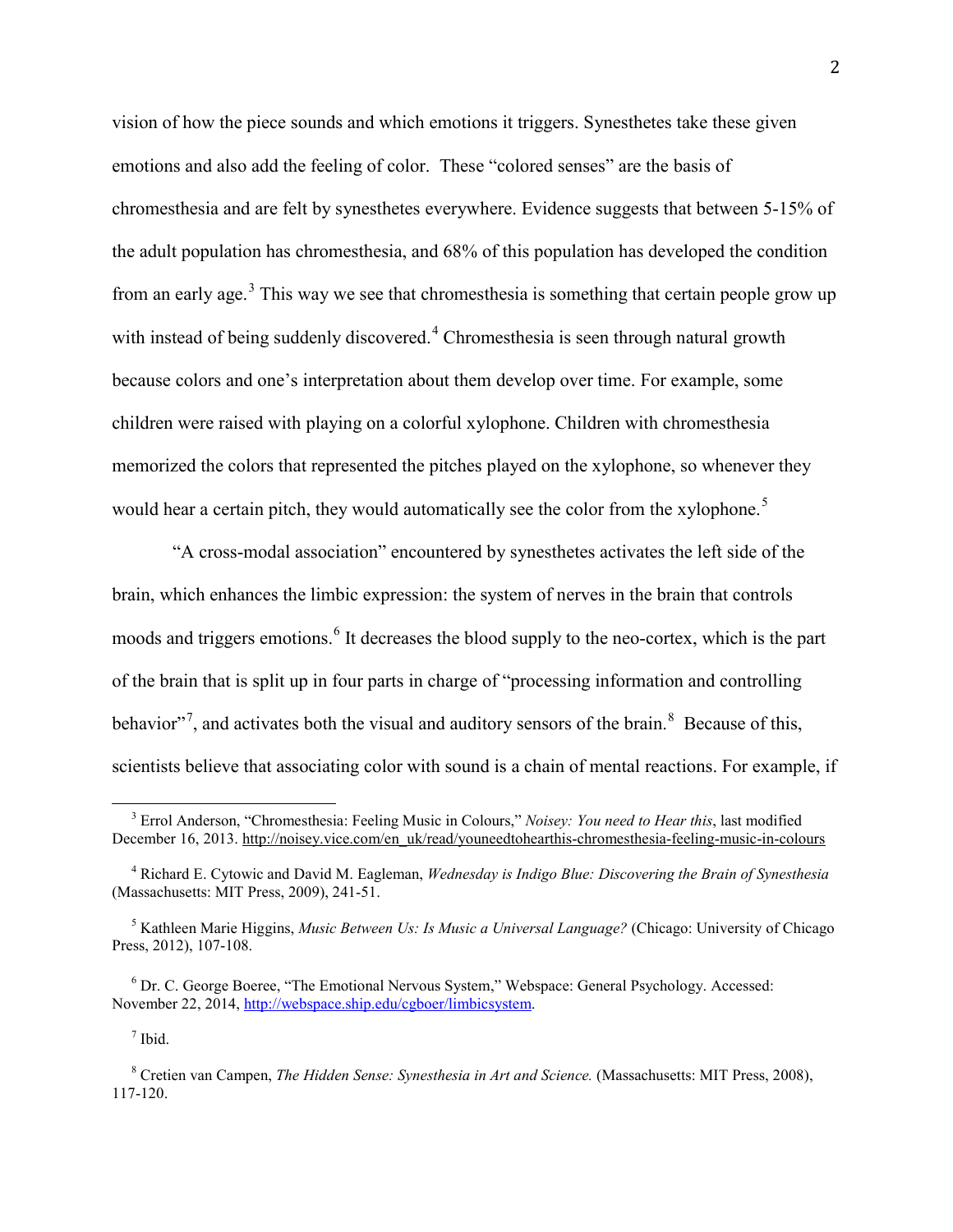vision of how the piece sounds and which emotions it triggers. Synesthetes take these given emotions and also add the feeling of color. These "colored senses" are the basis of chromesthesia and are felt by synesthetes everywhere. Evidence suggests that between 5-15% of the adult population has chromesthesia, and 68% of this population has developed the condition from an early age.[3] This way we see that chromesthesia is something that certain people grow up with instead of being suddenly discovered.[4] Chromesthesia is seen through natural growth because colors and one's interpretation about them develop over time. For example, some children were raised with playing on a colorful xylophone. Children with chromesthesia memorized the colors that represented the pitches played on the xylophone, so whenever they would hear a certain pitch, they would automatically see the color from the xylophone.[5]

"A cross-modal association" encountered by synesthetes activates the left side of the brain, which enhances the limbic expression: the system of nerves in the brain that controls moods and triggers emotions.[6] It decreases the blood supply to the neo-cortex, which is the part of the brain that is split up in four parts in charge of "processing information and controlling behavior"[7], and activates both the visual and auditory sensors of the brain.[8] Because of this, scientists believe that associating color with sound is a chain of mental reactions. For example, if

---

[3] Errol Anderson, "Chromesthesia: Feeling Music in Colours," *Noisey: You need to Hear this*, last modified December 16, 2013. http://noisey.vice.com/en_uk/read/youneedtohearthis-chromesthesia-feeling-music-in-colours

[4] Richard E. Cytowic and David M. Eagleman, *Wednesday is Indigo Blue: Discovering the Brain of Synesthesia* (Massachusetts: MIT Press, 2009), 241-51.

[5] Kathleen Marie Higgins, *Music Between Us: Is Music a Universal Language?* (Chicago: University of Chicago Press, 2012), 107-108.

[6] Dr. C. George Boeree, "The Emotional Nervous System," Webspace: General Psychology. Accessed: November 22, 2014, http://webspace.ship.edu/cgboer/limbicsystem.

[7] Ibid.

[8] Cretien van Campen, *The Hidden Sense: Synesthesia in Art and Science.* (Massachusetts: MIT Press, 2008), 117-120.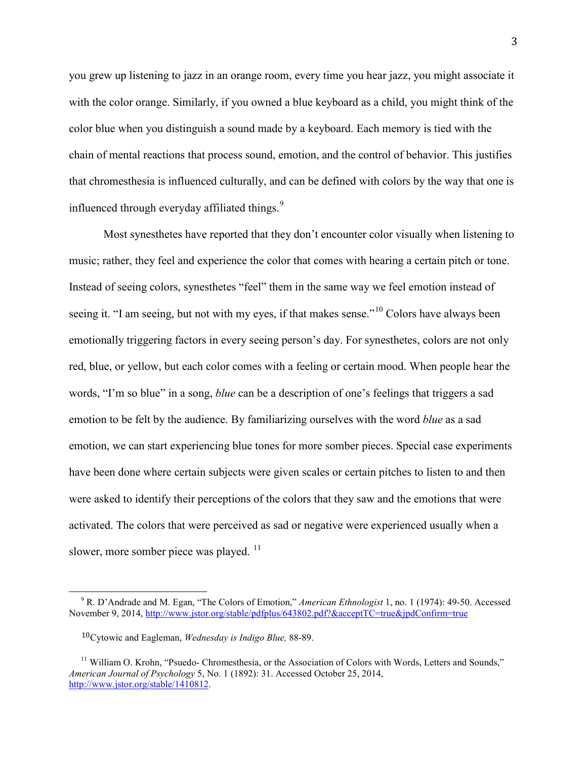you grew up listening to jazz in an orange room, every time you hear jazz, you might associate it with the color orange. Similarly, if you owned a blue keyboard as a child, you might think of the color blue when you distinguish a sound made by a keyboard. Each memory is tied with the chain of mental reactions that process sound, emotion, and the control of behavior. This justifies that chromesthesia is influenced culturally, and can be defined with colors by the way that one is influenced through everyday affiliated things.[9]

Most synesthetes have reported that they don't encounter color visually when listening to music; rather, they feel and experience the color that comes with hearing a certain pitch or tone. Instead of seeing colors, synesthetes "feel" them in the same way we feel emotion instead of seeing it. "I am seeing, but not with my eyes, if that makes sense."[10] Colors have always been emotionally triggering factors in every seeing person's day. For synesthetes, colors are not only red, blue, or yellow, but each color comes with a feeling or certain mood. When people hear the words, "I'm so blue" in a song, *blue* can be a description of one's feelings that triggers a sad emotion to be felt by the audience. By familiarizing ourselves with the word *blue* as a sad emotion, we can start experiencing blue tones for more somber pieces. Special case experiments have been done where certain subjects were given scales or certain pitches to listen to and then were asked to identify their perceptions of the colors that they saw and the emotions that were activated. The colors that were perceived as sad or negative were experienced usually when a slower, more somber piece was played. [11]

---

[9] R. D'Andrade and M. Egan, "The Colors of Emotion," *American Ethnologist* 1, no. 1 (1974): 49-50. Accessed November 9, 2014, http://www.jstor.org/stable/pdfplus/643802.pdf?&acceptTC=true&jpdConfirm=true

[10] Cytowic and Eagleman, *Wednesday is Indigo Blue,* 88-89.

[11] William O. Krohn, "Psuedo- Chromesthesia, or the Association of Colors with Words, Letters and Sounds," *American Journal of Psychology* 5, No. 1 (1892): 31. Accessed October 25, 2014, http://www.jstor.org/stable/1410812.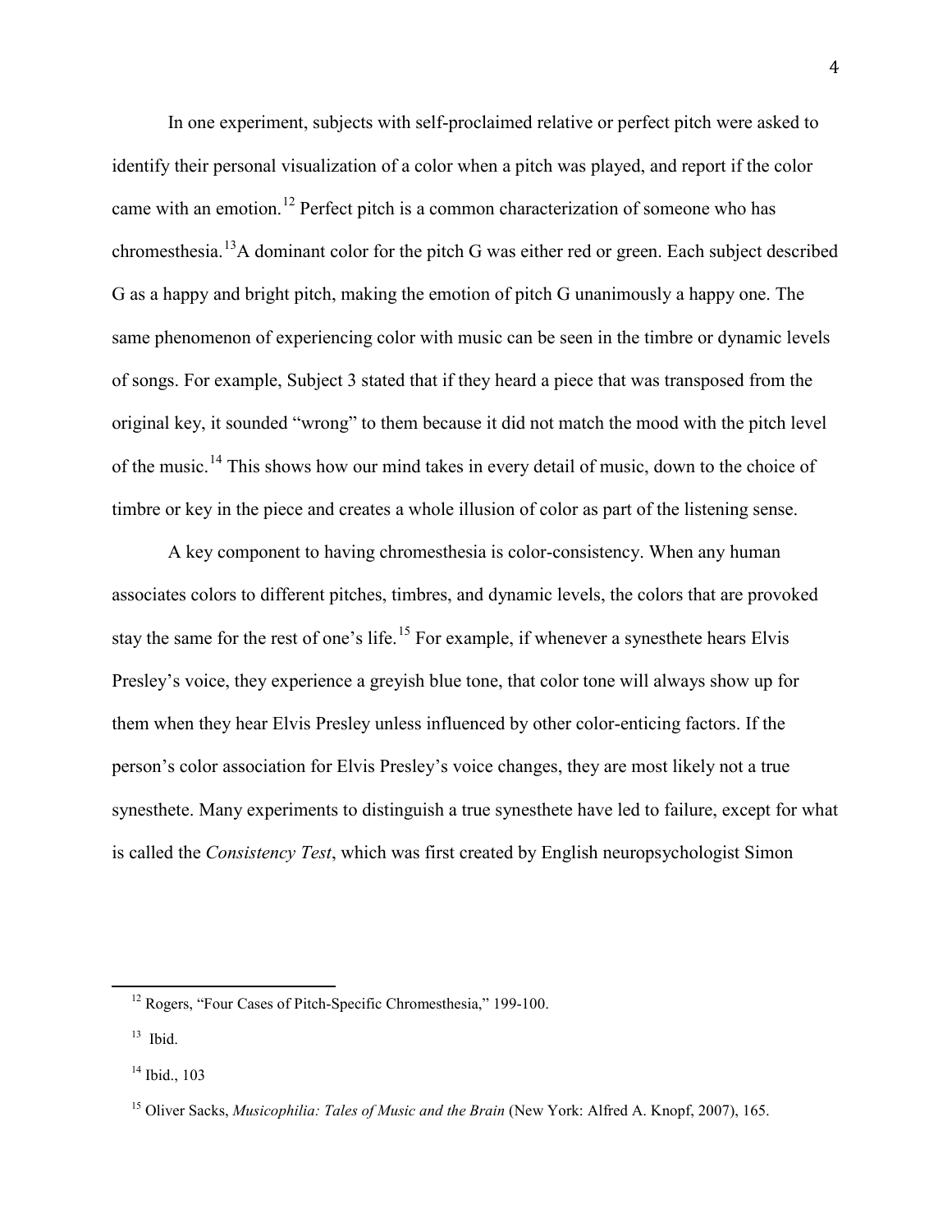In one experiment, subjects with self-proclaimed relative or perfect pitch were asked to identify their personal visualization of a color when a pitch was played, and report if the color came with an emotion.[12] Perfect pitch is a common characterization of someone who has chromesthesia.[13]A dominant color for the pitch G was either red or green. Each subject described G as a happy and bright pitch, making the emotion of pitch G unanimously a happy one. The same phenomenon of experiencing color with music can be seen in the timbre or dynamic levels of songs. For example, Subject 3 stated that if they heard a piece that was transposed from the original key, it sounded "wrong" to them because it did not match the mood with the pitch level of the music.[14] This shows how our mind takes in every detail of music, down to the choice of timbre or key in the piece and creates a whole illusion of color as part of the listening sense.

A key component to having chromesthesia is color-consistency. When any human associates colors to different pitches, timbres, and dynamic levels, the colors that are provoked stay the same for the rest of one's life.[15] For example, if whenever a synesthete hears Elvis Presley's voice, they experience a greyish blue tone, that color tone will always show up for them when they hear Elvis Presley unless influenced by other color-enticing factors. If the person's color association for Elvis Presley's voice changes, they are most likely not a true synesthete. Many experiments to distinguish a true synesthete have led to failure, except for what is called the *Consistency Test*, which was first created by English neuropsychologist Simon

---

[12] Rogers, "Four Cases of Pitch-Specific Chromesthesia," 199-100.

[13] Ibid.

[14] Ibid., 103

[15] Oliver Sacks, *Musicophilia: Tales of Music and the Brain* (New York: Alfred A. Knopf, 2007), 165.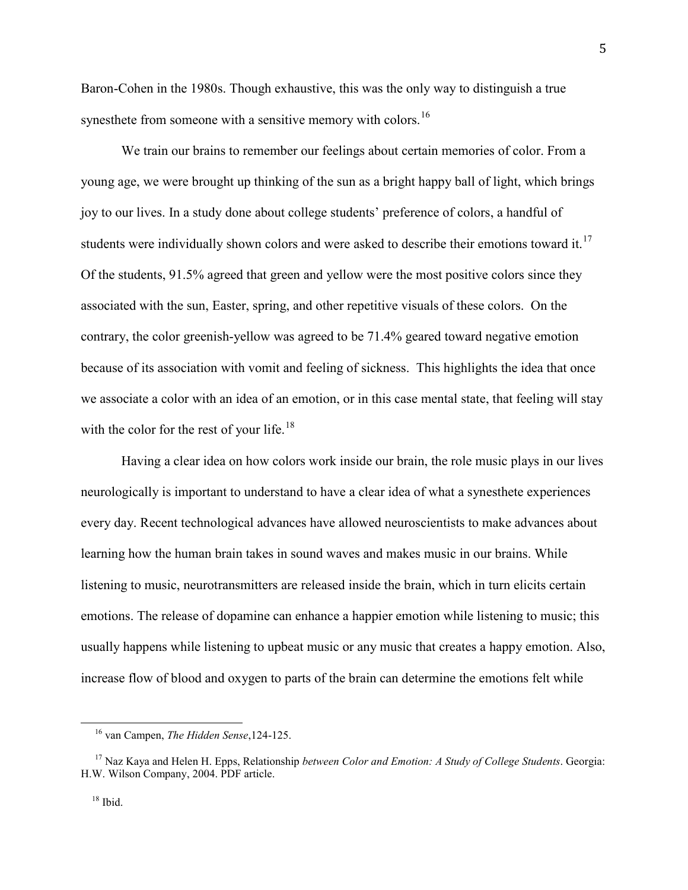Baron-Cohen in the 1980s. Though exhaustive, this was the only way to distinguish a true synesthete from someone with a sensitive memory with colors.[16]

We train our brains to remember our feelings about certain memories of color. From a young age, we were brought up thinking of the sun as a bright happy ball of light, which brings joy to our lives. In a study done about college students' preference of colors, a handful of students were individually shown colors and were asked to describe their emotions toward it.[17] Of the students, 91.5% agreed that green and yellow were the most positive colors since they associated with the sun, Easter, spring, and other repetitive visuals of these colors. On the contrary, the color greenish-yellow was agreed to be 71.4% geared toward negative emotion because of its association with vomit and feeling of sickness. This highlights the idea that once we associate a color with an idea of an emotion, or in this case mental state, that feeling will stay with the color for the rest of your life.[18]

Having a clear idea on how colors work inside our brain, the role music plays in our lives neurologically is important to understand to have a clear idea of what a synesthete experiences every day. Recent technological advances have allowed neuroscientists to make advances about learning how the human brain takes in sound waves and makes music in our brains. While listening to music, neurotransmitters are released inside the brain, which in turn elicits certain emotions. The release of dopamine can enhance a happier emotion while listening to music; this usually happens while listening to upbeat music or any music that creates a happy emotion. Also, increase flow of blood and oxygen to parts of the brain can determine the emotions felt while

---

[16] van Campen, *The Hidden Sense*,124-125.

[17] Naz Kaya and Helen H. Epps, Relationship *between Color and Emotion: A Study of College Students*. Georgia: H.W. Wilson Company, 2004. PDF article.

[18] Ibid.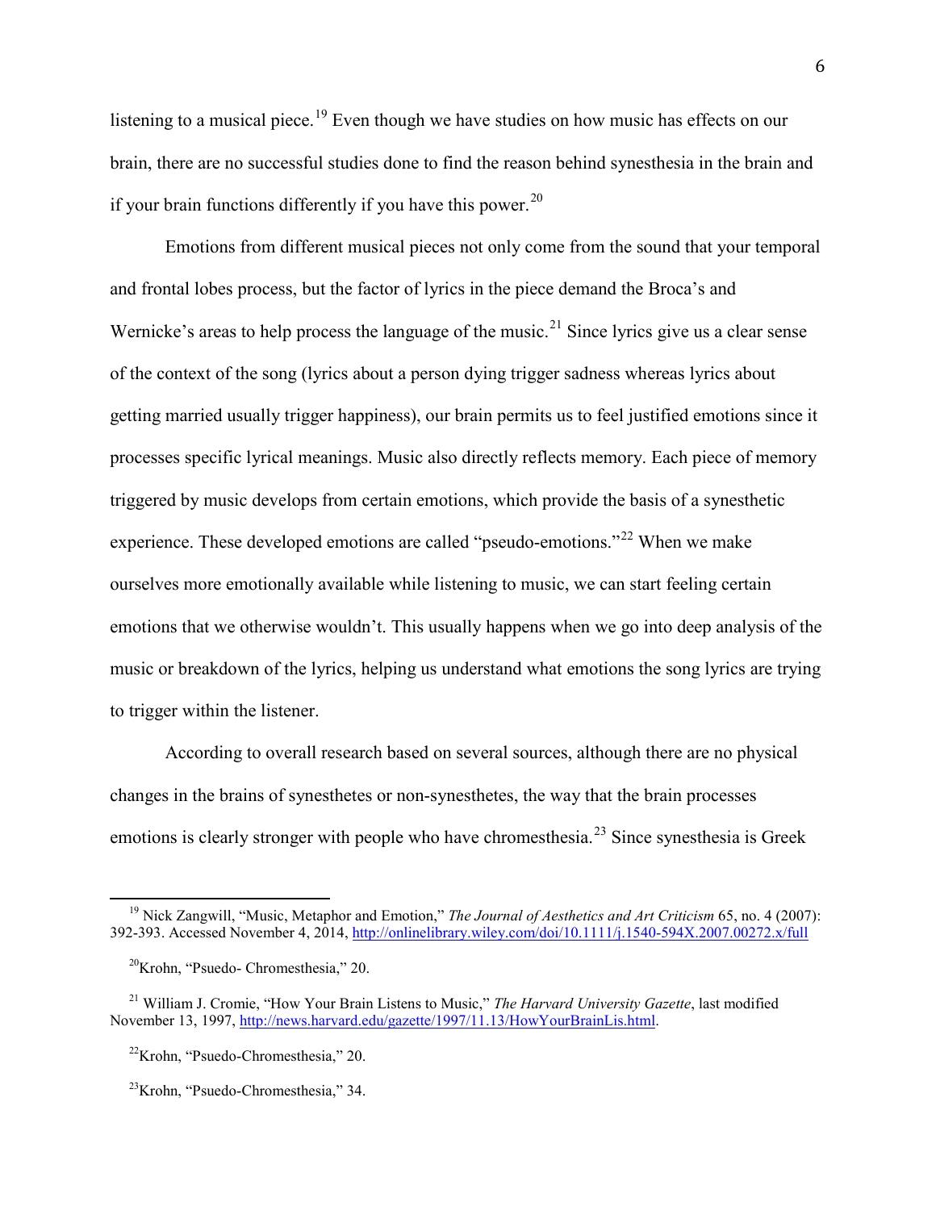listening to a musical piece.[19] Even though we have studies on how music has effects on our brain, there are no successful studies done to find the reason behind synesthesia in the brain and if your brain functions differently if you have this power.[20]

Emotions from different musical pieces not only come from the sound that your temporal and frontal lobes process, but the factor of lyrics in the piece demand the Broca's and Wernicke's areas to help process the language of the music.[21] Since lyrics give us a clear sense of the context of the song (lyrics about a person dying trigger sadness whereas lyrics about getting married usually trigger happiness), our brain permits us to feel justified emotions since it processes specific lyrical meanings. Music also directly reflects memory. Each piece of memory triggered by music develops from certain emotions, which provide the basis of a synesthetic experience. These developed emotions are called "pseudo-emotions."[22] When we make ourselves more emotionally available while listening to music, we can start feeling certain emotions that we otherwise wouldn't. This usually happens when we go into deep analysis of the music or breakdown of the lyrics, helping us understand what emotions the song lyrics are trying to trigger within the listener.

According to overall research based on several sources, although there are no physical changes in the brains of synesthetes or non-synesthetes, the way that the brain processes emotions is clearly stronger with people who have chromesthesia.[23] Since synesthesia is Greek

---

[19] Nick Zangwill, "Music, Metaphor and Emotion," *The Journal of Aesthetics and Art Criticism* 65, no. 4 (2007): 392-393. Accessed November 4, 2014, http://onlinelibrary.wiley.com/doi/10.1111/j.1540-594X.2007.00272.x/full

[20] Krohn, "Psuedo- Chromesthesia," 20.

[21] William J. Cromie, "How Your Brain Listens to Music," *The Harvard University Gazette*, last modified November 13, 1997, http://news.harvard.edu/gazette/1997/11.13/HowYourBrainLis.html.

[22] Krohn, "Psuedo-Chromesthesia," 20.

[23] Krohn, "Psuedo-Chromesthesia," 34.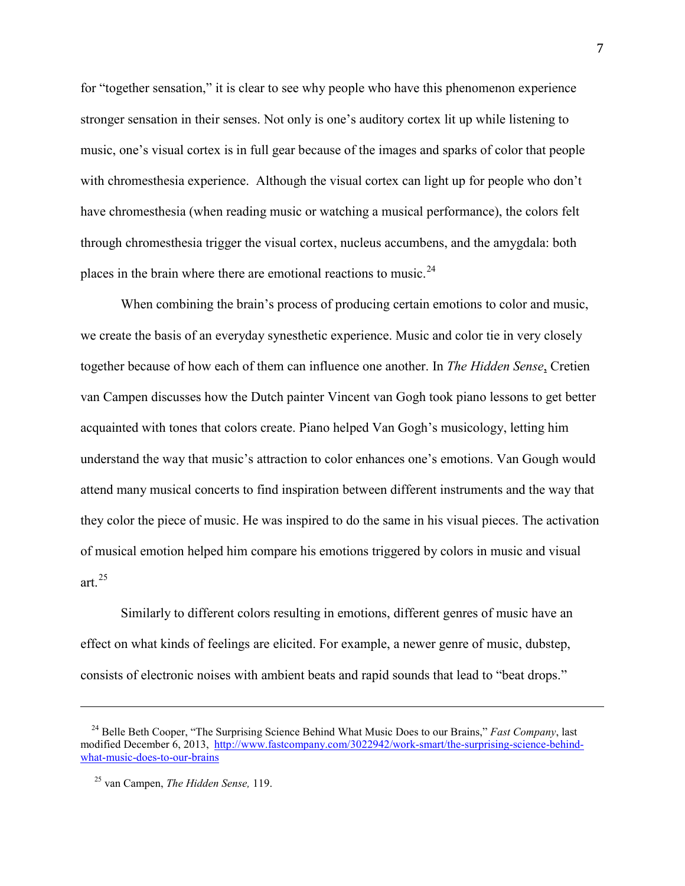for "together sensation," it is clear to see why people who have this phenomenon experience stronger sensation in their senses. Not only is one's auditory cortex lit up while listening to music, one's visual cortex is in full gear because of the images and sparks of color that people with chromesthesia experience. Although the visual cortex can light up for people who don't have chromesthesia (when reading music or watching a musical performance), the colors felt through chromesthesia trigger the visual cortex, nucleus accumbens, and the amygdala: both places in the brain where there are emotional reactions to music.[24]

When combining the brain's process of producing certain emotions to color and music, we create the basis of an everyday synesthetic experience. Music and color tie in very closely together because of how each of them can influence one another. In *The Hidden Sense*, Cretien van Campen discusses how the Dutch painter Vincent van Gogh took piano lessons to get better acquainted with tones that colors create. Piano helped Van Gogh's musicology, letting him understand the way that music's attraction to color enhances one's emotions. Van Gough would attend many musical concerts to find inspiration between different instruments and the way that they color the piece of music. He was inspired to do the same in his visual pieces. The activation of musical emotion helped him compare his emotions triggered by colors in music and visual art.[25]

Similarly to different colors resulting in emotions, different genres of music have an effect on what kinds of feelings are elicited. For example, a newer genre of music, dubstep, consists of electronic noises with ambient beats and rapid sounds that lead to "beat drops."

---

[24] Belle Beth Cooper, "The Surprising Science Behind What Music Does to our Brains," *Fast Company*, last modified December 6, 2013, http://www.fastcompany.com/3022942/work-smart/the-surprising-science-behind-what-music-does-to-our-brains

[25] van Campen, *The Hidden Sense,* 119.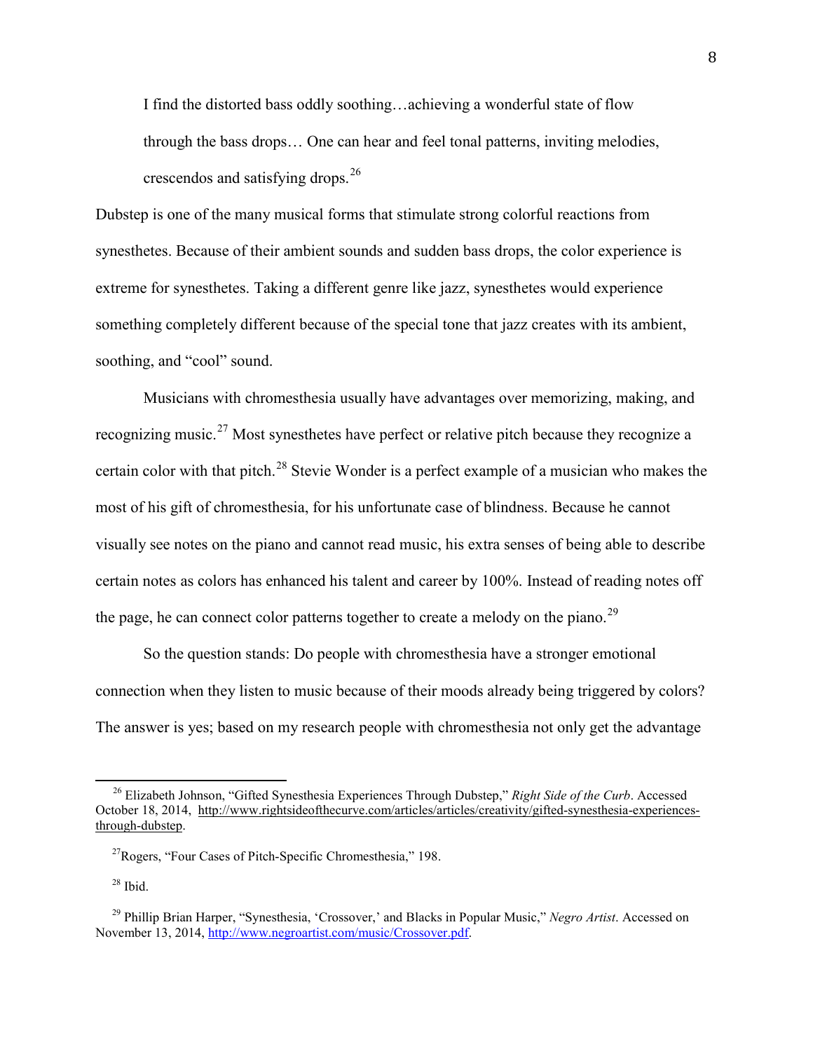> I find the distorted bass oddly soothing…achieving a wonderful state of flow through the bass drops… One can hear and feel tonal patterns, inviting melodies, crescendos and satisfying drops.[26]

Dubstep is one of the many musical forms that stimulate strong colorful reactions from synesthetes. Because of their ambient sounds and sudden bass drops, the color experience is extreme for synesthetes. Taking a different genre like jazz, synesthetes would experience something completely different because of the special tone that jazz creates with its ambient, soothing, and "cool" sound.

Musicians with chromesthesia usually have advantages over memorizing, making, and recognizing music.[27] Most synesthetes have perfect or relative pitch because they recognize a certain color with that pitch.[28] Stevie Wonder is a perfect example of a musician who makes the most of his gift of chromesthesia, for his unfortunate case of blindness. Because he cannot visually see notes on the piano and cannot read music, his extra senses of being able to describe certain notes as colors has enhanced his talent and career by 100%. Instead of reading notes off the page, he can connect color patterns together to create a melody on the piano.[29]

So the question stands: Do people with chromesthesia have a stronger emotional connection when they listen to music because of their moods already being triggered by colors? The answer is yes; based on my research people with chromesthesia not only get the advantage

---

[26] Elizabeth Johnson, "Gifted Synesthesia Experiences Through Dubstep," *Right Side of the Curb*. Accessed October 18, 2014, http://www.rightsideofthecurve.com/articles/articles/creativity/gifted-synesthesia-experiences-through-dubstep.

[27] Rogers, "Four Cases of Pitch-Specific Chromesthesia," 198.

[28] Ibid.

[29] Phillip Brian Harper, "Synesthesia, 'Crossover,' and Blacks in Popular Music," *Negro Artist*. Accessed on November 13, 2014, http://www.negroartist.com/music/Crossover.pdf.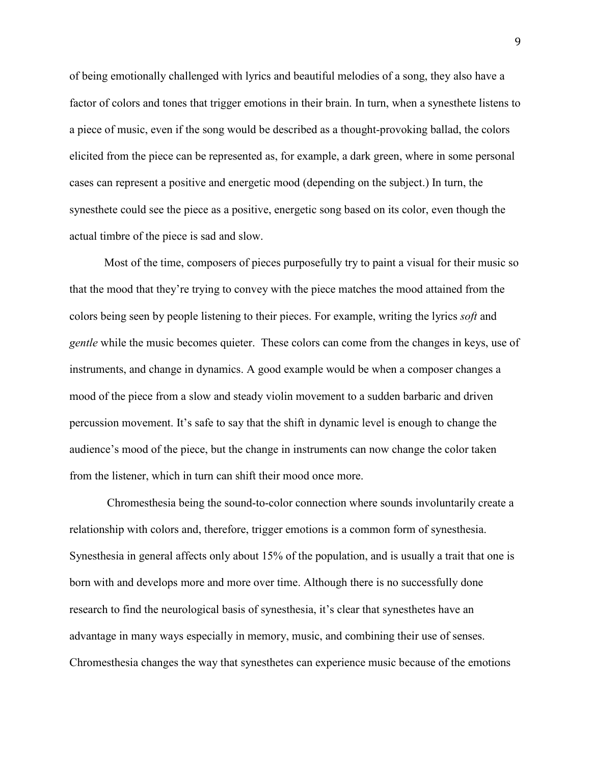of being emotionally challenged with lyrics and beautiful melodies of a song, they also have a factor of colors and tones that trigger emotions in their brain. In turn, when a synesthete listens to a piece of music, even if the song would be described as a thought-provoking ballad, the colors elicited from the piece can be represented as, for example, a dark green, where in some personal cases can represent a positive and energetic mood (depending on the subject.) In turn, the synesthete could see the piece as a positive, energetic song based on its color, even though the actual timbre of the piece is sad and slow.

Most of the time, composers of pieces purposefully try to paint a visual for their music so that the mood that they're trying to convey with the piece matches the mood attained from the colors being seen by people listening to their pieces. For example, writing the lyrics *soft* and *gentle* while the music becomes quieter. These colors can come from the changes in keys, use of instruments, and change in dynamics. A good example would be when a composer changes a mood of the piece from a slow and steady violin movement to a sudden barbaric and driven percussion movement. It's safe to say that the shift in dynamic level is enough to change the audience's mood of the piece, but the change in instruments can now change the color taken from the listener, which in turn can shift their mood once more.

Chromesthesia being the sound-to-color connection where sounds involuntarily create a relationship with colors and, therefore, trigger emotions is a common form of synesthesia. Synesthesia in general affects only about 15% of the population, and is usually a trait that one is born with and develops more and more over time. Although there is no successfully done research to find the neurological basis of synesthesia, it's clear that synesthetes have an advantage in many ways especially in memory, music, and combining their use of senses. Chromesthesia changes the way that synesthetes can experience music because of the emotions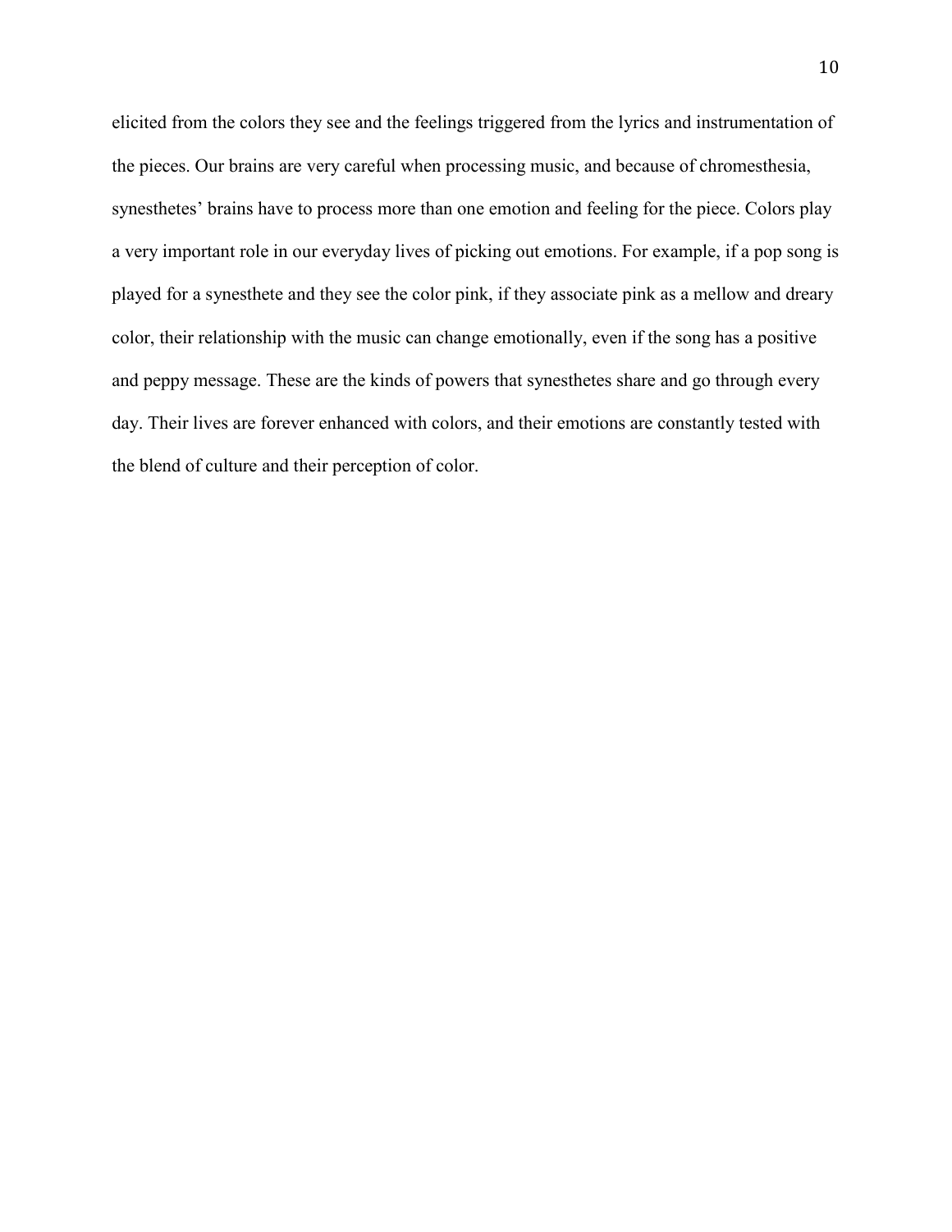elicited from the colors they see and the feelings triggered from the lyrics and instrumentation of the pieces. Our brains are very careful when processing music, and because of chromesthesia, synesthetes' brains have to process more than one emotion and feeling for the piece. Colors play a very important role in our everyday lives of picking out emotions. For example, if a pop song is played for a synesthete and they see the color pink, if they associate pink as a mellow and dreary color, their relationship with the music can change emotionally, even if the song has a positive and peppy message. These are the kinds of powers that synesthetes share and go through every day. Their lives are forever enhanced with colors, and their emotions are constantly tested with the blend of culture and their perception of color.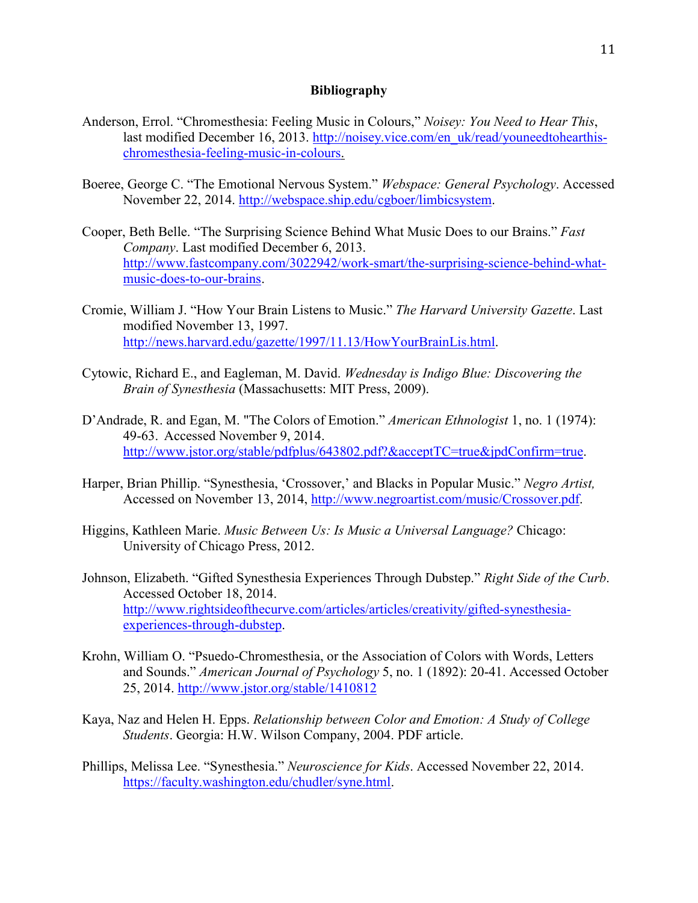# Bibliography

Anderson, Errol. "Chromesthesia: Feeling Music in Colours," *Noisey: You Need to Hear This*, last modified December 16, 2013. http://noisey.vice.com/en_uk/read/youneedtohearthis-chromesthesia-feeling-music-in-colours.

Boeree, George C. "The Emotional Nervous System." *Webspace: General Psychology*. Accessed November 22, 2014. http://webspace.ship.edu/cgboer/limbicsystem.

Cooper, Beth Belle. "The Surprising Science Behind What Music Does to our Brains." *Fast Company*. Last modified December 6, 2013. http://www.fastcompany.com/3022942/work-smart/the-surprising-science-behind-what-music-does-to-our-brains.

Cromie, William J. "How Your Brain Listens to Music." *The Harvard University Gazette*. Last modified November 13, 1997. http://news.harvard.edu/gazette/1997/11.13/HowYourBrainLis.html.

Cytowic, Richard E., and Eagleman, M. David. *Wednesday is Indigo Blue: Discovering the Brain of Synesthesia* (Massachusetts: MIT Press, 2009).

D'Andrade, R. and Egan, M. "The Colors of Emotion." *American Ethnologist* 1, no. 1 (1974): 49-63. Accessed November 9, 2014. http://www.jstor.org/stable/pdfplus/643802.pdf?&acceptTC=true&jpdConfirm=true.

Harper, Brian Phillip. "Synesthesia, 'Crossover,' and Blacks in Popular Music." *Negro Artist,* Accessed on November 13, 2014, http://www.negroartist.com/music/Crossover.pdf.

Higgins, Kathleen Marie. *Music Between Us: Is Music a Universal Language?* Chicago: University of Chicago Press, 2012.

Johnson, Elizabeth. "Gifted Synesthesia Experiences Through Dubstep." *Right Side of the Curb*. Accessed October 18, 2014. http://www.rightsideofthecurve.com/articles/articles/creativity/gifted-synesthesia-experiences-through-dubstep.

Krohn, William O. "Psuedo-Chromesthesia, or the Association of Colors with Words, Letters and Sounds." *American Journal of Psychology* 5, no. 1 (1892): 20-41. Accessed October 25, 2014. http://www.jstor.org/stable/1410812

Kaya, Naz and Helen H. Epps. *Relationship between Color and Emotion: A Study of College Students*. Georgia: H.W. Wilson Company, 2004. PDF article.

Phillips, Melissa Lee. "Synesthesia." *Neuroscience for Kids*. Accessed November 22, 2014. https://faculty.washington.edu/chudler/syne.html.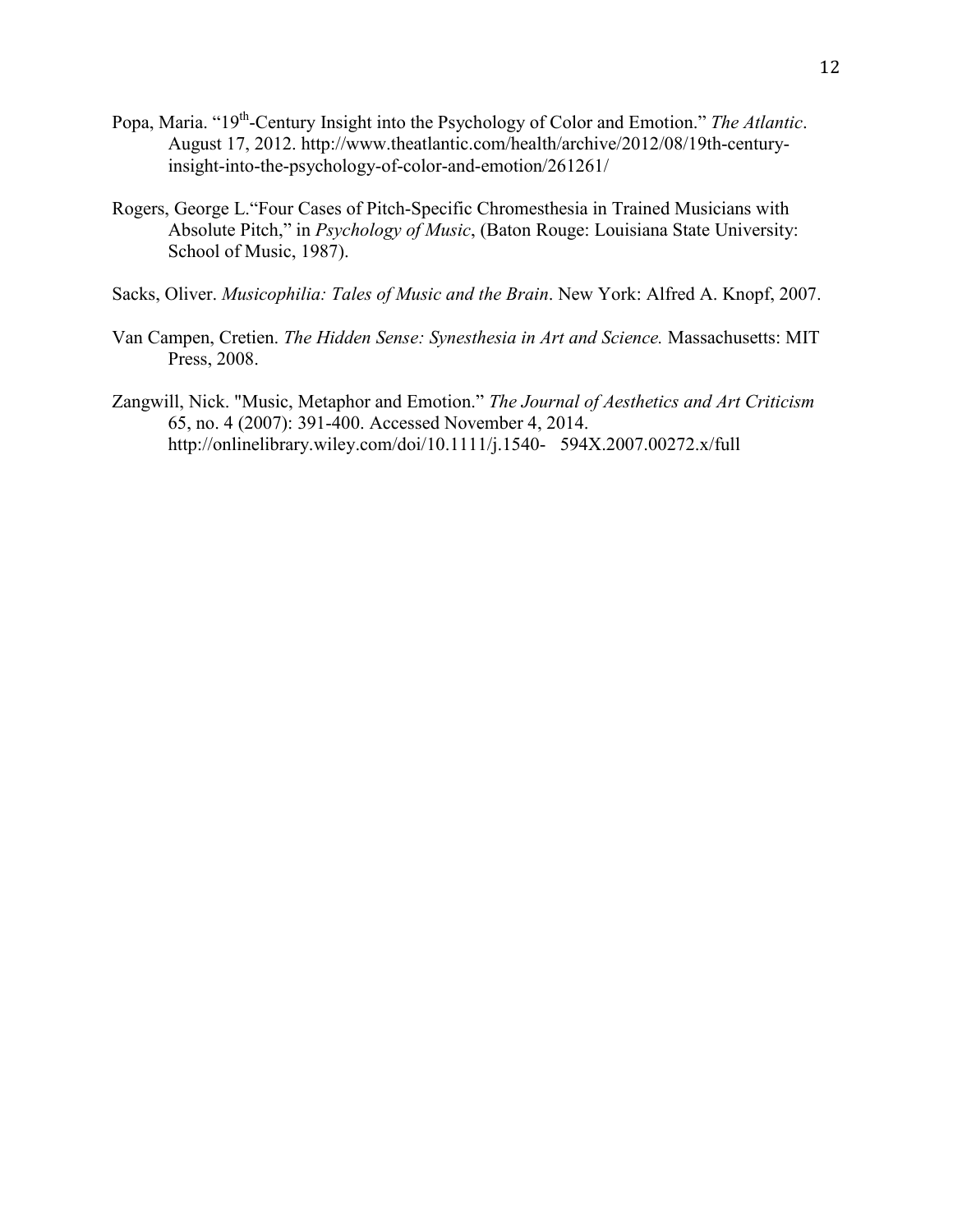Popa, Maria. “19th-Century Insight into the Psychology of Color and Emotion.” *The Atlantic*. August 17, 2012. http://www.theatlantic.com/health/archive/2012/08/19th-century-insight-into-the-psychology-of-color-and-emotion/261261/

Rogers, George L.“Four Cases of Pitch-Specific Chromesthesia in Trained Musicians with Absolute Pitch,” in *Psychology of Music*, (Baton Rouge: Louisiana State University: School of Music, 1987).

Sacks, Oliver. *Musicophilia: Tales of Music and the Brain*. New York: Alfred A. Knopf, 2007.

Van Campen, Cretien. *The Hidden Sense: Synesthesia in Art and Science.* Massachusetts: MIT Press, 2008.

Zangwill, Nick. "Music, Metaphor and Emotion.” *The Journal of Aesthetics and Art Criticism* 65, no. 4 (2007): 391-400. Accessed November 4, 2014. http://onlinelibrary.wiley.com/doi/10.1111/j.1540- 594X.2007.00272.x/full